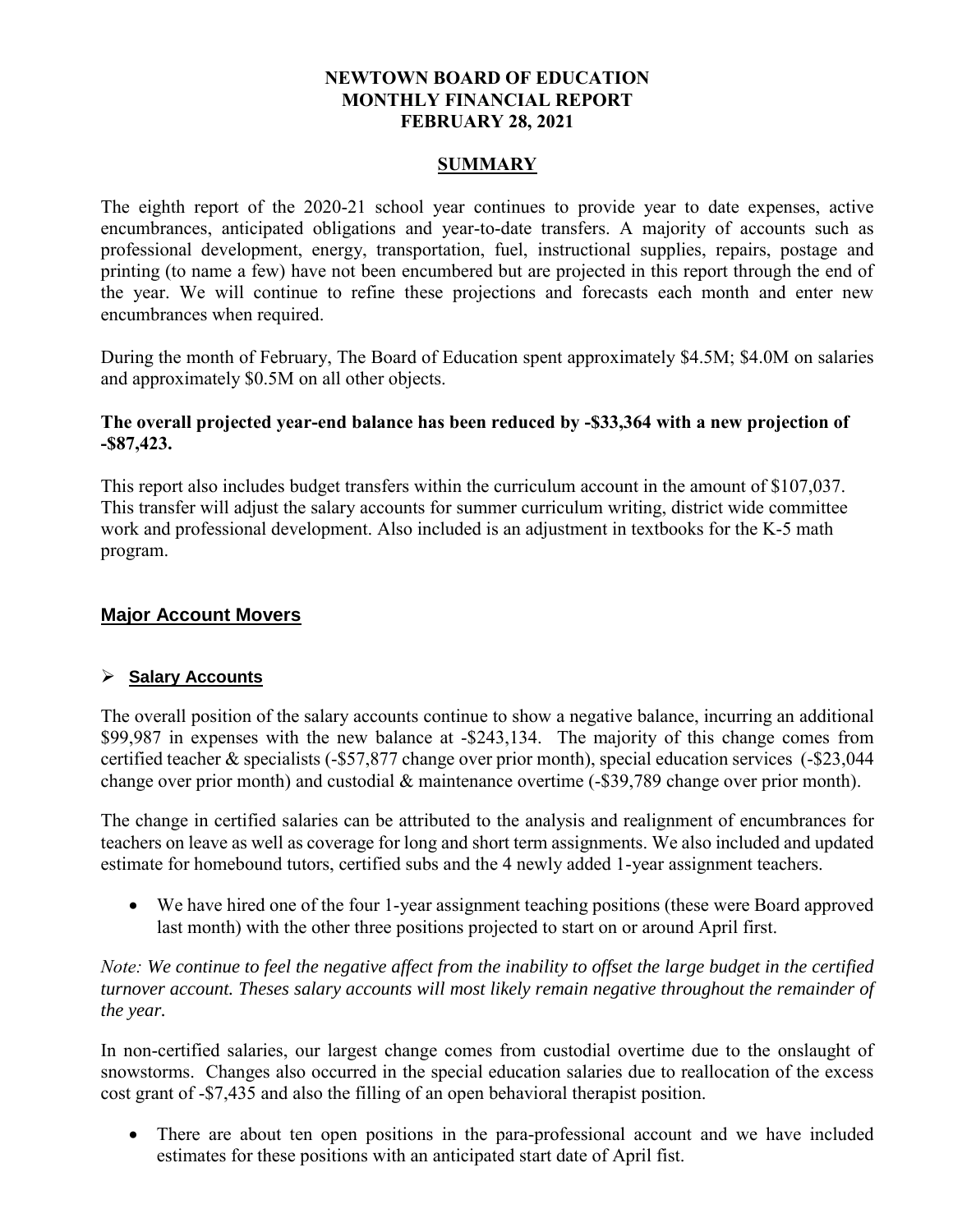# NEWTOWN BOARD OF EDUCATION
# MONTHLY FINANCIAL REPORT
# FEBRUARY 28, 2021

## SUMMARY

The eighth report of the 2020-21 school year continues to provide year to date expenses, active encumbrances, anticipated obligations and year-to-date transfers. A majority of accounts such as professional development, energy, transportation, fuel, instructional supplies, repairs, postage and printing (to name a few) have not been encumbered but are projected in this report through the end of the year. We will continue to refine these projections and forecasts each month and enter new encumbrances when required.

During the month of February, The Board of Education spent approximately $4.5M; $4.0M on salaries and approximately $0.5M on all other objects.

**The overall projected year-end balance has been reduced by -$33,364 with a new projection of -$87,423.**

This report also includes budget transfers within the curriculum account in the amount of $107,037. This transfer will adjust the salary accounts for summer curriculum writing, district wide committee work and professional development. Also included is an adjustment in textbooks for the K-5 math program.

## Major Account Movers

### Salary Accounts

The overall position of the salary accounts continue to show a negative balance, incurring an additional $99,987 in expenses with the new balance at -$243,134. The majority of this change comes from certified teacher & specialists (-$57,877 change over prior month), special education services (-$23,044 change over prior month) and custodial & maintenance overtime (-$39,789 change over prior month).

The change in certified salaries can be attributed to the analysis and realignment of encumbrances for teachers on leave as well as coverage for long and short term assignments. We also included and updated estimate for homebound tutors, certified subs and the 4 newly added 1-year assignment teachers.

- We have hired one of the four 1-year assignment teaching positions (these were Board approved last month) with the other three positions projected to start on or around April first.

*Note: We continue to feel the negative affect from the inability to offset the large budget in the certified turnover account. Theses salary accounts will most likely remain negative throughout the remainder of the year.*

In non-certified salaries, our largest change comes from custodial overtime due to the onslaught of snowstorms. Changes also occurred in the special education salaries due to reallocation of the excess cost grant of -$7,435 and also the filling of an open behavioral therapist position.

- There are about ten open positions in the para-professional account and we have included estimates for these positions with an anticipated start date of April fist.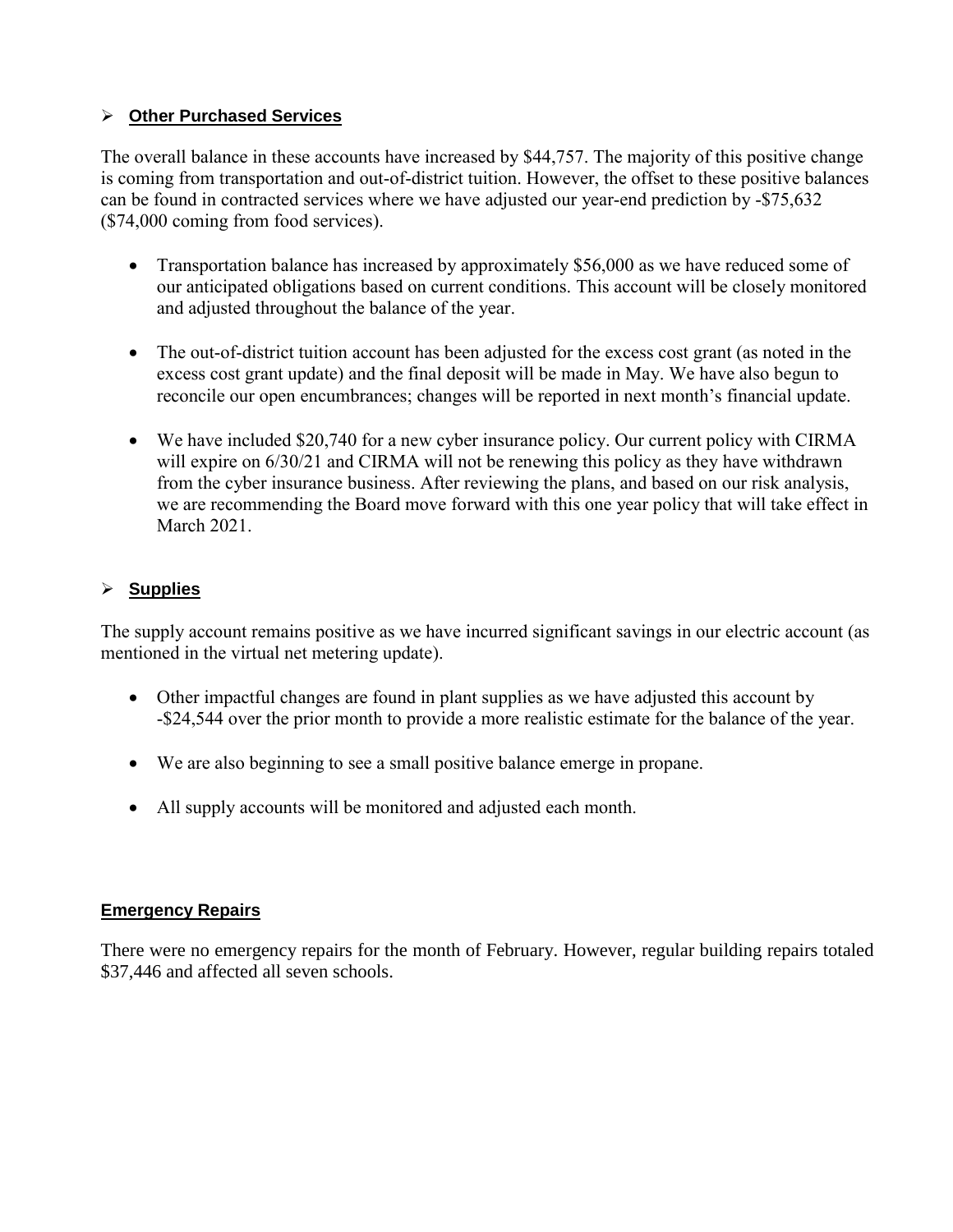## ➢ **Other Purchased Services**

The overall balance in these accounts have increased by $44,757. The majority of this positive change is coming from transportation and out-of-district tuition. However, the offset to these positive balances can be found in contracted services where we have adjusted our year-end prediction by -$75,632 ($74,000 coming from food services).

- Transportation balance has increased by approximately $56,000 as we have reduced some of our anticipated obligations based on current conditions. This account will be closely monitored and adjusted throughout the balance of the year.

- The out-of-district tuition account has been adjusted for the excess cost grant (as noted in the excess cost grant update) and the final deposit will be made in May. We have also begun to reconcile our open encumbrances; changes will be reported in next month's financial update.

- We have included $20,740 for a new cyber insurance policy. Our current policy with CIRMA will expire on 6/30/21 and CIRMA will not be renewing this policy as they have withdrawn from the cyber insurance business. After reviewing the plans, and based on our risk analysis, we are recommending the Board move forward with this one year policy that will take effect in March 2021.

## ➢ **Supplies**

The supply account remains positive as we have incurred significant savings in our electric account (as mentioned in the virtual net metering update).

- Other impactful changes are found in plant supplies as we have adjusted this account by -$24,544 over the prior month to provide a more realistic estimate for the balance of the year.

- We are also beginning to see a small positive balance emerge in propane.

- All supply accounts will be monitored and adjusted each month.

## **Emergency Repairs**

There were no emergency repairs for the month of February. However, regular building repairs totaled $37,446 and affected all seven schools.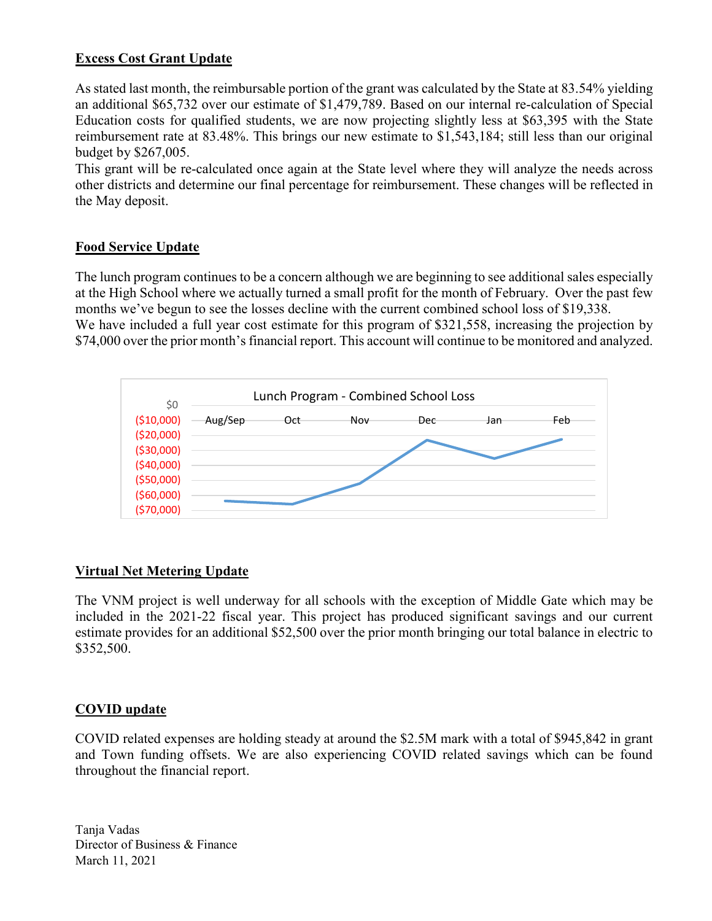## Excess Cost Grant Update

As stated last month, the reimbursable portion of the grant was calculated by the State at 83.54% yielding an additional $65,732 over our estimate of $1,479,789. Based on our internal re-calculation of Special Education costs for qualified students, we are now projecting slightly less at $63,395 with the State reimbursement rate at 83.48%. This brings our new estimate to $1,543,184; still less than our original budget by $267,005.

This grant will be re-calculated once again at the State level where they will analyze the needs across other districts and determine our final percentage for reimbursement. These changes will be reflected in the May deposit.

## Food Service Update

The lunch program continues to be a concern although we are beginning to see additional sales especially at the High School where we actually turned a small profit for the month of February. Over the past few months we've begun to see the losses decline with the current combined school loss of $19,338.

We have included a full year cost estimate for this program of $321,558, increasing the projection by $74,000 over the prior month's financial report. This account will continue to be monitored and analyzed.

Lunch Program - Combined School Loss

## Virtual Net Metering Update

The VNM project is well underway for all schools with the exception of Middle Gate which may be included in the 2021-22 fiscal year. This project has produced significant savings and our current estimate provides for an additional $52,500 over the prior month bringing our total balance in electric to $352,500.

## COVID update

COVID related expenses are holding steady at around the $2.5M mark with a total of $945,842 in grant and Town funding offsets. We are also experiencing COVID related savings which can be found throughout the financial report.

Tanja Vadas
Director of Business & Finance
March 11, 2021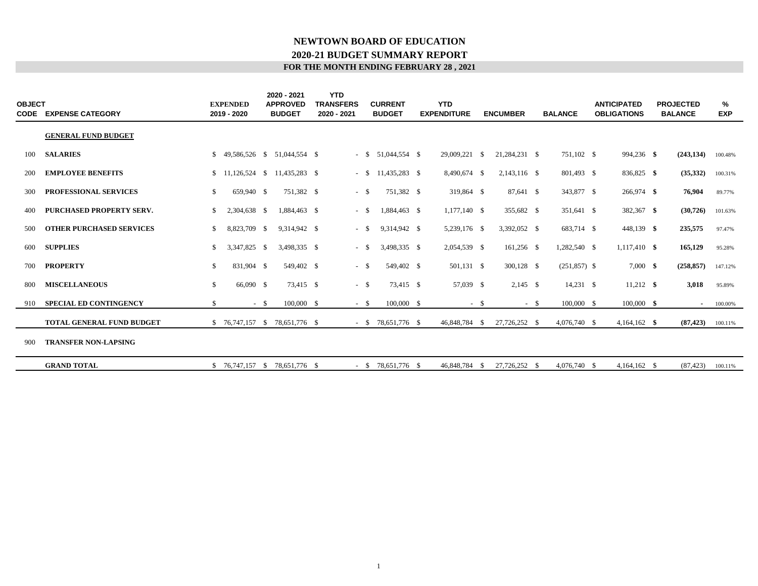# NEWTOWN BOARD OF EDUCATION

## 2020-21 BUDGET SUMMARY REPORT

### FOR THE MONTH ENDING FEBRUARY 28 , 2021

| OBJECT CODE | EXPENSE CATEGORY | EXPENDED 2019 - 2020 | 2020 - 2021 APPROVED BUDGET | YTD TRANSFERS 2020 - 2021 | CURRENT BUDGET | YTD EXPENDITURE | ENCUMBER | BALANCE | ANTICIPATED OBLIGATIONS | PROJECTED BALANCE | % EXP |
|---|---|---|---|---|---|---|---|---|---|---|---|
| | **GENERAL FUND BUDGET** | | | | | | | | | | |
| 100 | **SALARIES** | $ 49,586,526 | $ 51,044,554 | $ - | $ 51,044,554 | $ 29,009,221 | $ 21,284,231 | $ 751,102 | $ 994,236 | **$ (243,134)** | 100.48% |
| 200 | **EMPLOYEE BENEFITS** | $ 11,126,524 | $ 11,435,283 | $ - | $ 11,435,283 | $ 8,490,674 | $ 2,143,116 | $ 801,493 | $ 836,825 | **$ (35,332)** | 100.31% |
| 300 | **PROFESSIONAL SERVICES** | $ 659,940 | $ 751,382 | $ - | $ 751,382 | $ 319,864 | $ 87,641 | $ 343,877 | $ 266,974 | **$ 76,904** | 89.77% |
| 400 | **PURCHASED PROPERTY SERV.** | $ 2,304,638 | $ 1,884,463 | $ - | $ 1,884,463 | $ 1,177,140 | $ 355,682 | $ 351,641 | $ 382,367 | **$ (30,726)** | 101.63% |
| 500 | **OTHER PURCHASED SERVICES** | $ 8,823,709 | $ 9,314,942 | $ - | $ 9,314,942 | $ 5,239,176 | $ 3,392,052 | $ 683,714 | $ 448,139 | **$ 235,575** | 97.47% |
| 600 | **SUPPLIES** | $ 3,347,825 | $ 3,498,335 | $ - | $ 3,498,335 | $ 2,054,539 | $ 161,256 | $ 1,282,540 | $ 1,117,410 | **$ 165,129** | 95.28% |
| 700 | **PROPERTY** | $ 831,904 | $ 549,402 | $ - | $ 549,402 | $ 501,131 | $ 300,128 | $ (251,857) | $ 7,000 | **$ (258,857)** | 147.12% |
| 800 | **MISCELLANEOUS** | $ 66,090 | $ 73,415 | $ - | $ 73,415 | $ 57,039 | $ 2,145 | $ 14,231 | $ 11,212 | **$ 3,018** | 95.89% |
| 910 | **SPECIAL ED CONTINGENCY** | $ - | $ 100,000 | $ - | $ 100,000 | $ - | $ - | $ 100,000 | $ 100,000 | **$ -** | 100.00% |
| | **TOTAL GENERAL FUND BUDGET** | $ 76,747,157 | $ 78,651,776 | $ - | $ 78,651,776 | $ 46,848,784 | $ 27,726,252 | $ 4,076,740 | $ 4,164,162 | **$ (87,423)** | 100.11% |
| 900 | **TRANSFER NON-LAPSING** | | | | | | | | | | |
| | **GRAND TOTAL** | $ 76,747,157 | $ 78,651,776 | $ - | $ 78,651,776 | $ 46,848,784 | $ 27,726,252 | $ 4,076,740 | $ 4,164,162 | $ (87,423) | 100.11% |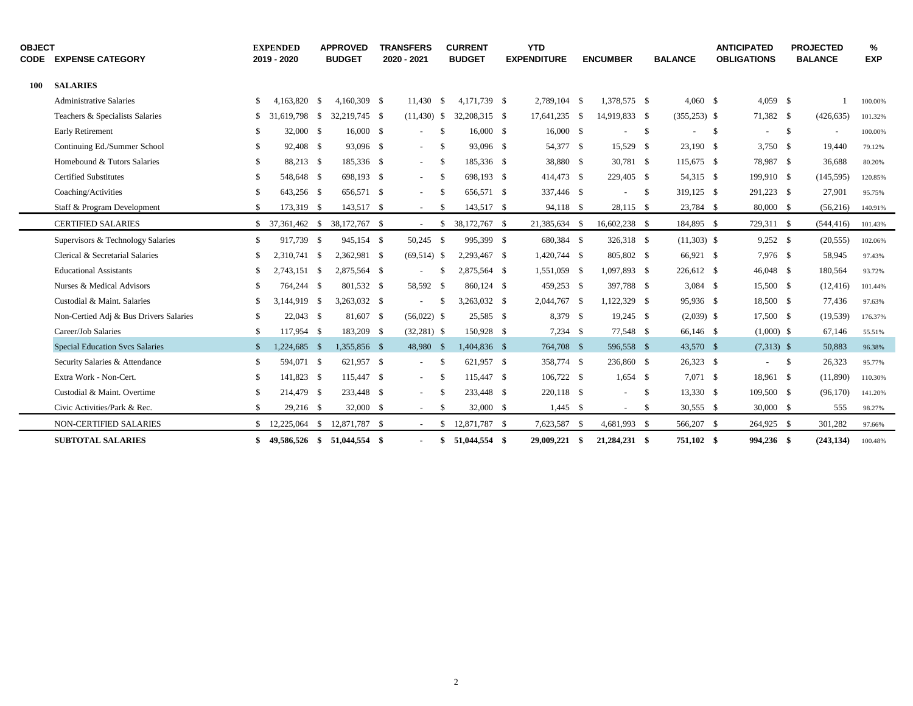| OBJECT CODE | EXPENSE CATEGORY | EXPENDED 2019 - 2020 | APPROVED BUDGET | TRANSFERS 2020 - 2021 | CURRENT BUDGET | YTD EXPENDITURE | ENCUMBER | BALANCE | ANTICIPATED OBLIGATIONS | PROJECTED BALANCE | % EXP |
|---|---|---|---|---|---|---|---|---|---|---|---|
| **100** | **SALARIES** | | | | | | | | | | |
| | Administrative Salaries | $ 4,163,820 | $ 4,160,309 | $ 11,430 | $ 4,171,739 | $ 2,789,104 | $ 1,378,575 | $ 4,060 | $ 4,059 | $ 1 | 100.00% |
| | Teachers & Specialists Salaries | $ 31,619,798 | $ 32,219,745 | $ (11,430) | $ 32,208,315 | $ 17,641,235 | $ 14,919,833 | $ (355,253) | $ 71,382 | $ (426,635) | 101.32% |
| | Early Retirement | $ 32,000 | $ 16,000 | $ - | $ 16,000 | $ 16,000 | $ - | $ - | $ - | $ - | 100.00% |
| | Continuing Ed./Summer School | $ 92,408 | $ 93,096 | $ - | $ 93,096 | $ 54,377 | $ 15,529 | $ 23,190 | $ 3,750 | $ 19,440 | 79.12% |
| | Homebound & Tutors Salaries | $ 88,213 | $ 185,336 | $ - | $ 185,336 | $ 38,880 | $ 30,781 | $ 115,675 | $ 78,987 | $ 36,688 | 80.20% |
| | Certified Substitutes | $ 548,648 | $ 698,193 | $ - | $ 698,193 | $ 414,473 | $ 229,405 | $ 54,315 | $ 199,910 | $ (145,595) | 120.85% |
| | Coaching/Activities | $ 643,256 | $ 656,571 | $ - | $ 656,571 | $ 337,446 | $ - | $ 319,125 | $ 291,223 | $ 27,901 | 95.75% |
| | Staff & Program Development | $ 173,319 | $ 143,517 | $ - | $ 143,517 | $ 94,118 | $ 28,115 | $ 23,784 | $ 80,000 | $ (56,216) | 140.91% |
| | CERTIFIED SALARIES | $ 37,361,462 | $ 38,172,767 | $ - | $ 38,172,767 | $ 21,385,634 | $ 16,602,238 | $ 184,895 | $ 729,311 | $ (544,416) | 101.43% |
| | Supervisors & Technology Salaries | $ 917,739 | $ 945,154 | $ 50,245 | $ 995,399 | $ 680,384 | $ 326,318 | $ (11,303) | $ 9,252 | $ (20,555) | 102.06% |
| | Clerical & Secretarial Salaries | $ 2,310,741 | $ 2,362,981 | $ (69,514) | $ 2,293,467 | $ 1,420,744 | $ 805,802 | $ 66,921 | $ 7,976 | $ 58,945 | 97.43% |
| | Educational Assistants | $ 2,743,151 | $ 2,875,564 | $ - | $ 2,875,564 | $ 1,551,059 | $ 1,097,893 | $ 226,612 | $ 46,048 | $ 180,564 | 93.72% |
| | Nurses & Medical Advisors | $ 764,244 | $ 801,532 | $ 58,592 | $ 860,124 | $ 459,253 | $ 397,788 | $ 3,084 | $ 15,500 | $ (12,416) | 101.44% |
| | Custodial & Maint. Salaries | $ 3,144,919 | $ 3,263,032 | $ - | $ 3,263,032 | $ 2,044,767 | $ 1,122,329 | $ 95,936 | $ 18,500 | $ 77,436 | 97.63% |
| | Non-Certied Adj & Bus Drivers Salaries | $ 22,043 | $ 81,607 | $ (56,022) | $ 25,585 | $ 8,379 | $ 19,245 | $ (2,039) | $ 17,500 | $ (19,539) | 176.37% |
| | Career/Job Salaries | $ 117,954 | $ 183,209 | $ (32,281) | $ 150,928 | $ 7,234 | $ 77,548 | $ 66,146 | $ (1,000) | $ 67,146 | 55.51% |
| | Special Education Svcs Salaries | $ 1,224,685 | $ 1,355,856 | $ 48,980 | $ 1,404,836 | $ 764,708 | $ 596,558 | $ 43,570 | $ (7,313) | $ 50,883 | 96.38% |
| | Security Salaries & Attendance | $ 594,071 | $ 621,957 | $ - | $ 621,957 | $ 358,774 | $ 236,860 | $ 26,323 | $ - | $ 26,323 | 95.77% |
| | Extra Work - Non-Cert. | $ 141,823 | $ 115,447 | $ - | $ 115,447 | $ 106,722 | $ 1,654 | $ 7,071 | $ 18,961 | $ (11,890) | 110.30% |
| | Custodial & Maint. Overtime | $ 214,479 | $ 233,448 | $ - | $ 233,448 | $ 220,118 | $ - | $ 13,330 | $ 109,500 | $ (96,170) | 141.20% |
| | Civic Activities/Park & Rec. | $ 29,216 | $ 32,000 | $ - | $ 32,000 | $ 1,445 | $ - | $ 30,555 | $ 30,000 | $ 555 | 98.27% |
| | NON-CERTIFIED SALARIES | $ 12,225,064 | $ 12,871,787 | $ - | $ 12,871,787 | $ 7,623,587 | $ 4,681,993 | $ 566,207 | $ 264,925 | $ 301,282 | 97.66% |
| | **SUBTOTAL SALARIES** | **$ 49,586,526** | **$ 51,044,554** | **$ -** | **$ 51,044,554** | **$ 29,009,221** | **$ 21,284,231** | **$ 751,102** | **$ 994,236** | **$ (243,134)** | 100.48% |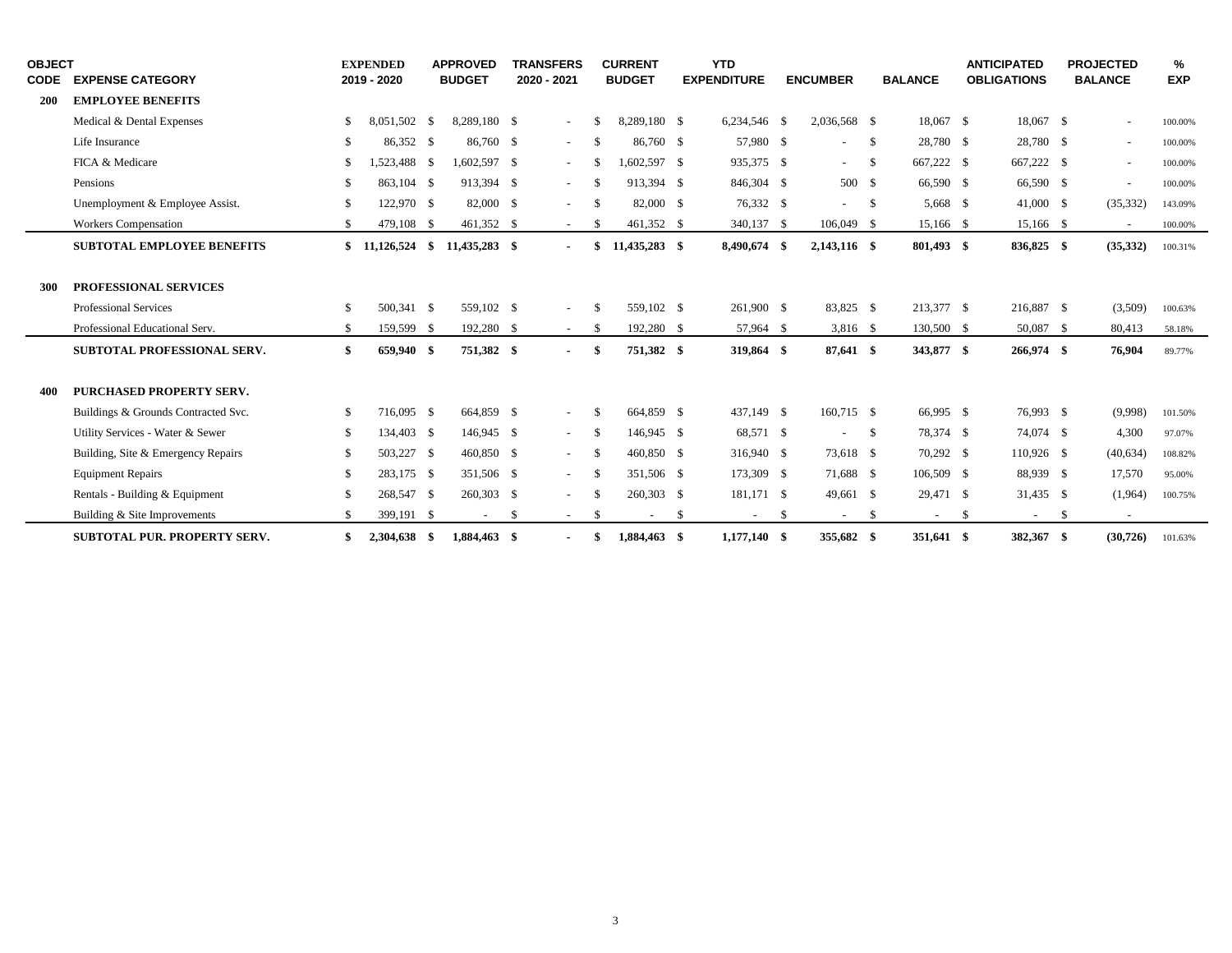| OBJECT CODE | EXPENSE CATEGORY | EXPENDED 2019 - 2020 | APPROVED BUDGET | TRANSFERS 2020 - 2021 | CURRENT BUDGET | YTD EXPENDITURE | ENCUMBER | BALANCE | ANTICIPATED OBLIGATIONS | PROJECTED BALANCE | % EXP |
|---|---|---|---|---|---|---|---|---|---|---|---|
| **200** | **EMPLOYEE BENEFITS** | | | | | | | | | | |
| | Medical & Dental Expenses | $ 8,051,502 | $ 8,289,180 | $ - | $ 8,289,180 | $ 6,234,546 | $ 2,036,568 | $ 18,067 | $ 18,067 | $ - | 100.00% |
| | Life Insurance | $ 86,352 | $ 86,760 | $ - | $ 86,760 | $ 57,980 | $ - | $ 28,780 | $ 28,780 | $ - | 100.00% |
| | FICA & Medicare | $ 1,523,488 | $ 1,602,597 | $ - | $ 1,602,597 | $ 935,375 | $ - | $ 667,222 | $ 667,222 | $ - | 100.00% |
| | Pensions | $ 863,104 | $ 913,394 | $ - | $ 913,394 | $ 846,304 | $ 500 | $ 66,590 | $ 66,590 | $ - | 100.00% |
| | Unemployment & Employee Assist. | $ 122,970 | $ 82,000 | $ - | $ 82,000 | $ 76,332 | $ - | $ 5,668 | $ 41,000 | $ (35,332) | 143.09% |
| | Workers Compensation | $ 479,108 | $ 461,352 | $ - | $ 461,352 | $ 340,137 | $ 106,049 | $ 15,166 | $ 15,166 | $ - | 100.00% |
| | **SUBTOTAL EMPLOYEE BENEFITS** | **$ 11,126,524** | **$ 11,435,283** | **$ -** | **$ 11,435,283** | **$ 8,490,674** | **$ 2,143,116** | **$ 801,493** | **$ 836,825** | **$ (35,332)** | 100.31% |
| **300** | **PROFESSIONAL SERVICES** | | | | | | | | | | |
| | Professional Services | $ 500,341 | $ 559,102 | $ - | $ 559,102 | $ 261,900 | $ 83,825 | $ 213,377 | $ 216,887 | $ (3,509) | 100.63% |
| | Professional Educational Serv. | $ 159,599 | $ 192,280 | $ - | $ 192,280 | $ 57,964 | $ 3,816 | $ 130,500 | $ 50,087 | $ 80,413 | 58.18% |
| | **SUBTOTAL PROFESSIONAL SERV.** | **$ 659,940** | **$ 751,382** | **$ -** | **$ 751,382** | **$ 319,864** | **$ 87,641** | **$ 343,877** | **$ 266,974** | **$ 76,904** | 89.77% |
| **400** | **PURCHASED PROPERTY SERV.** | | | | | | | | | | |
| | Buildings & Grounds Contracted Svc. | $ 716,095 | $ 664,859 | $ - | $ 664,859 | $ 437,149 | $ 160,715 | $ 66,995 | $ 76,993 | $ (9,998) | 101.50% |
| | Utility Services - Water & Sewer | $ 134,403 | $ 146,945 | $ - | $ 146,945 | $ 68,571 | $ - | $ 78,374 | $ 74,074 | $ 4,300 | 97.07% |
| | Building, Site & Emergency Repairs | $ 503,227 | $ 460,850 | $ - | $ 460,850 | $ 316,940 | $ 73,618 | $ 70,292 | $ 110,926 | $ (40,634) | 108.82% |
| | Equipment Repairs | $ 283,175 | $ 351,506 | $ - | $ 351,506 | $ 173,309 | $ 71,688 | $ 106,509 | $ 88,939 | $ 17,570 | 95.00% |
| | Rentals - Building & Equipment | $ 268,547 | $ 260,303 | $ - | $ 260,303 | $ 181,171 | $ 49,661 | $ 29,471 | $ 31,435 | $ (1,964) | 100.75% |
| | Building & Site Improvements | $ 399,191 | $ - | $ - | $ - | $ - | $ - | $ - | $ - | $ - | |
| | **SUBTOTAL PUR. PROPERTY SERV.** | **$ 2,304,638** | **$ 1,884,463** | **$ -** | **$ 1,884,463** | **$ 1,177,140** | **$ 355,682** | **$ 351,641** | **$ 382,367** | **$ (30,726)** | 101.63% |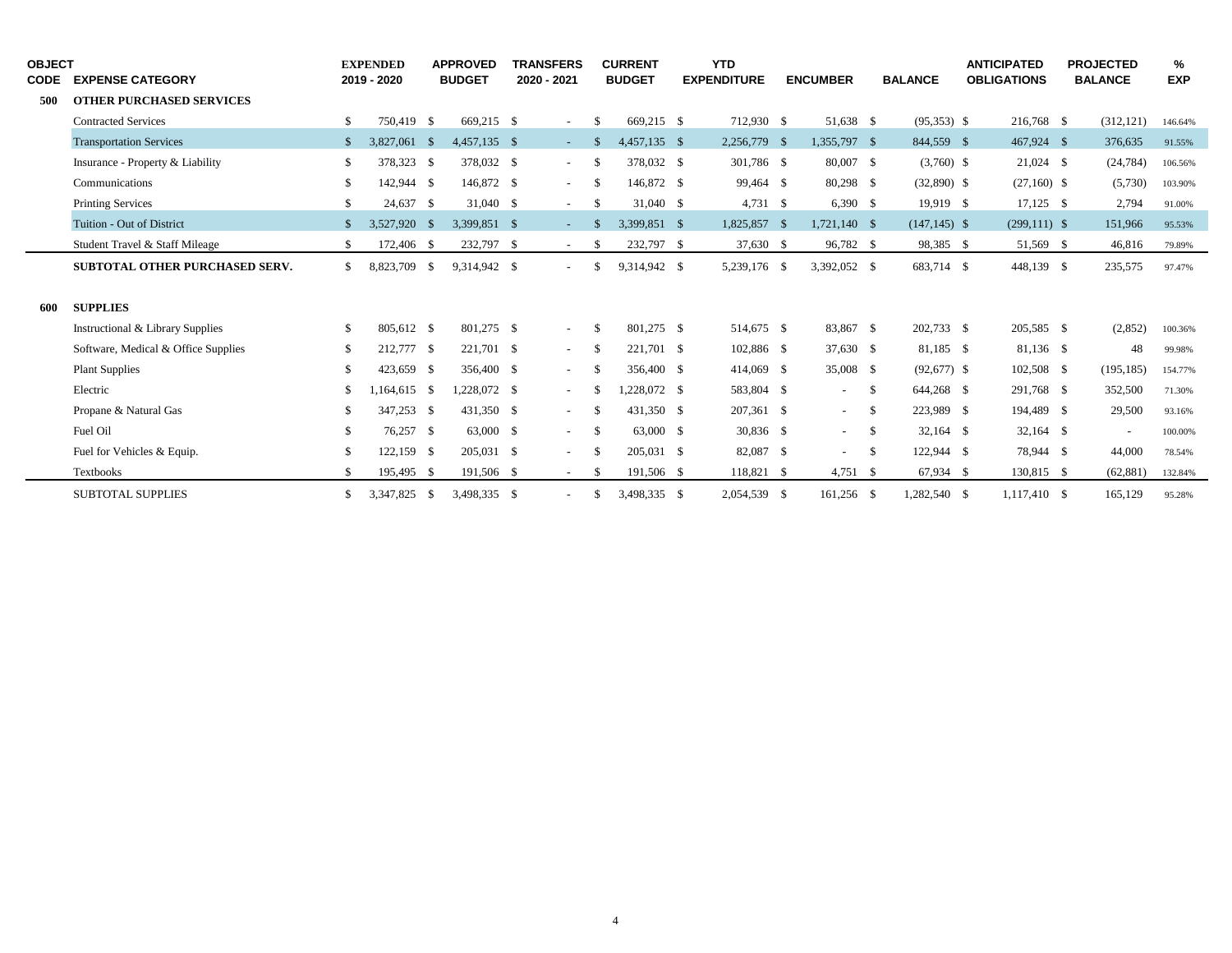| OBJECT CODE | EXPENSE CATEGORY | EXPENDED 2019 - 2020 | APPROVED BUDGET | TRANSFERS 2020 - 2021 | CURRENT BUDGET | YTD EXPENDITURE | ENCUMBER | BALANCE | ANTICIPATED OBLIGATIONS | PROJECTED BALANCE | % EXP |
|---|---|---|---|---|---|---|---|---|---|---|---|
| **500** | **OTHER PURCHASED SERVICES** | | | | | | | | | | |
| | Contracted Services | $ 750,419 | $ 669,215 | $ - | $ 669,215 | $ 712,930 | $ 51,638 | $ (95,353) | $ 216,768 | $ (312,121) | 146.64% |
| | Transportation Services | $ 3,827,061 | $ 4,457,135 | $ - | $ 4,457,135 | $ 2,256,779 | $ 1,355,797 | $ 844,559 | $ 467,924 | $ 376,635 | 91.55% |
| | Insurance - Property & Liability | $ 378,323 | $ 378,032 | $ - | $ 378,032 | $ 301,786 | $ 80,007 | $ (3,760) | $ 21,024 | $ (24,784) | 106.56% |
| | Communications | $ 142,944 | $ 146,872 | $ - | $ 146,872 | $ 99,464 | $ 80,298 | $ (32,890) | $ (27,160) | $ (5,730) | 103.90% |
| | Printing Services | $ 24,637 | $ 31,040 | $ - | $ 31,040 | $ 4,731 | $ 6,390 | $ 19,919 | $ 17,125 | $ 2,794 | 91.00% |
| | Tuition - Out of District | $ 3,527,920 | $ 3,399,851 | $ - | $ 3,399,851 | $ 1,825,857 | $ 1,721,140 | $ (147,145) | $ (299,111) | $ 151,966 | 95.53% |
| | Student Travel & Staff Mileage | $ 172,406 | $ 232,797 | $ - | $ 232,797 | $ 37,630 | $ 96,782 | $ 98,385 | $ 51,569 | $ 46,816 | 79.89% |
| | **SUBTOTAL OTHER PURCHASED SERV.** | $ 8,823,709 | $ 9,314,942 | $ - | $ 9,314,942 | $ 5,239,176 | $ 3,392,052 | $ 683,714 | $ 448,139 | $ 235,575 | 97.47% |
| **600** | **SUPPLIES** | | | | | | | | | | |
| | Instructional & Library Supplies | $ 805,612 | $ 801,275 | $ - | $ 801,275 | $ 514,675 | $ 83,867 | $ 202,733 | $ 205,585 | $ (2,852) | 100.36% |
| | Software, Medical & Office Supplies | $ 212,777 | $ 221,701 | $ - | $ 221,701 | $ 102,886 | $ 37,630 | $ 81,185 | $ 81,136 | $ 48 | 99.98% |
| | Plant Supplies | $ 423,659 | $ 356,400 | $ - | $ 356,400 | $ 414,069 | $ 35,008 | $ (92,677) | $ 102,508 | $ (195,185) | 154.77% |
| | Electric | $ 1,164,615 | $ 1,228,072 | $ - | $ 1,228,072 | $ 583,804 | $ - | $ 644,268 | $ 291,768 | $ 352,500 | 71.30% |
| | Propane & Natural Gas | $ 347,253 | $ 431,350 | $ - | $ 431,350 | $ 207,361 | $ - | $ 223,989 | $ 194,489 | $ 29,500 | 93.16% |
| | Fuel Oil | $ 76,257 | $ 63,000 | $ - | $ 63,000 | $ 30,836 | $ - | $ 32,164 | $ 32,164 | $ - | 100.00% |
| | Fuel for Vehicles & Equip. | $ 122,159 | $ 205,031 | $ - | $ 205,031 | $ 82,087 | $ - | $ 122,944 | $ 78,944 | $ 44,000 | 78.54% |
| | Textbooks | $ 195,495 | $ 191,506 | $ - | $ 191,506 | $ 118,821 | $ 4,751 | $ 67,934 | $ 130,815 | $ (62,881) | 132.84% |
| | SUBTOTAL SUPPLIES | $ 3,347,825 | $ 3,498,335 | $ - | $ 3,498,335 | $ 2,054,539 | $ 161,256 | $ 1,282,540 | $ 1,117,410 | $ 165,129 | 95.28% |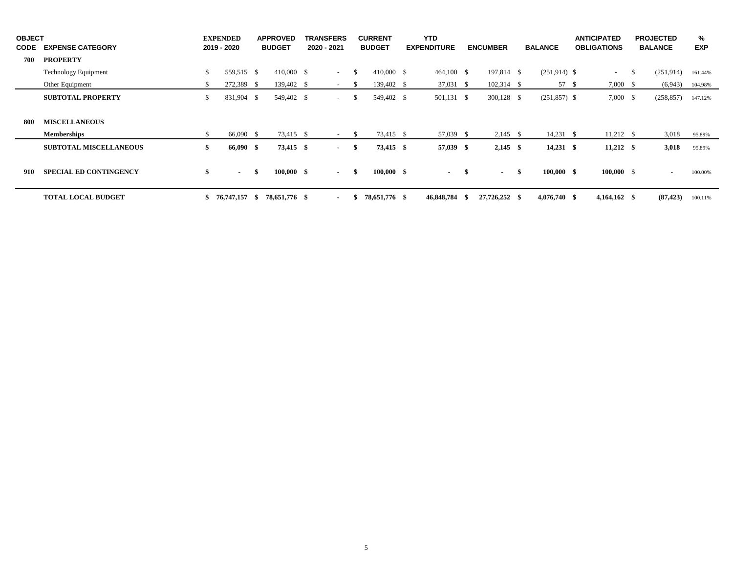| OBJECT CODE | EXPENSE CATEGORY | EXPENDED 2019 - 2020 | APPROVED BUDGET | TRANSFERS 2020 - 2021 | CURRENT BUDGET | YTD EXPENDITURE | ENCUMBER | BALANCE | ANTICIPATED OBLIGATIONS | PROJECTED BALANCE | % EXP |
|---|---|---|---|---|---|---|---|---|---|---|---|
| **700** | **PROPERTY** | | | | | | | | | | |
| | Technology Equipment | $ 559,515 | $ 410,000 | $ - | $ 410,000 | $ 464,100 | $ 197,814 | $ (251,914) | $ - | $ (251,914) | 161.44% |
| | Other Equipment | $ 272,389 | $ 139,402 | $ - | $ 139,402 | $ 37,031 | $ 102,314 | $ 57 | $ 7,000 | $ (6,943) | 104.98% |
| | **SUBTOTAL PROPERTY** | $ 831,904 | $ 549,402 | $ - | $ 549,402 | $ 501,131 | $ 300,128 | $ (251,857) | $ 7,000 | $ (258,857) | 147.12% |
| **800** | **MISCELLANEOUS** | | | | | | | | | | |
| | **Memberships** | $ 66,090 | $ 73,415 | $ - | $ 73,415 | $ 57,039 | $ 2,145 | $ 14,231 | $ 11,212 | $ 3,018 | 95.89% |
| | **SUBTOTAL MISCELLANEOUS** | **$ 66,090** | **$ 73,415** | **$ -** | **$ 73,415** | **$ 57,039** | **$ 2,145** | **$ 14,231** | **$ 11,212** | **$ 3,018** | 95.89% |
| **910** | **SPECIAL ED CONTINGENCY** | **$ -** | **$ 100,000** | **$ -** | **$ 100,000** | **$ -** | **$ -** | **$ 100,000** | **$ 100,000** | $ - | 100.00% |
| | **TOTAL LOCAL BUDGET** | **$ 76,747,157** | **$ 78,651,776** | **$ -** | **$ 78,651,776** | **$ 46,848,784** | **$ 27,726,252** | **$ 4,076,740** | **$ 4,164,162** | **$ (87,423)** | 100.11% |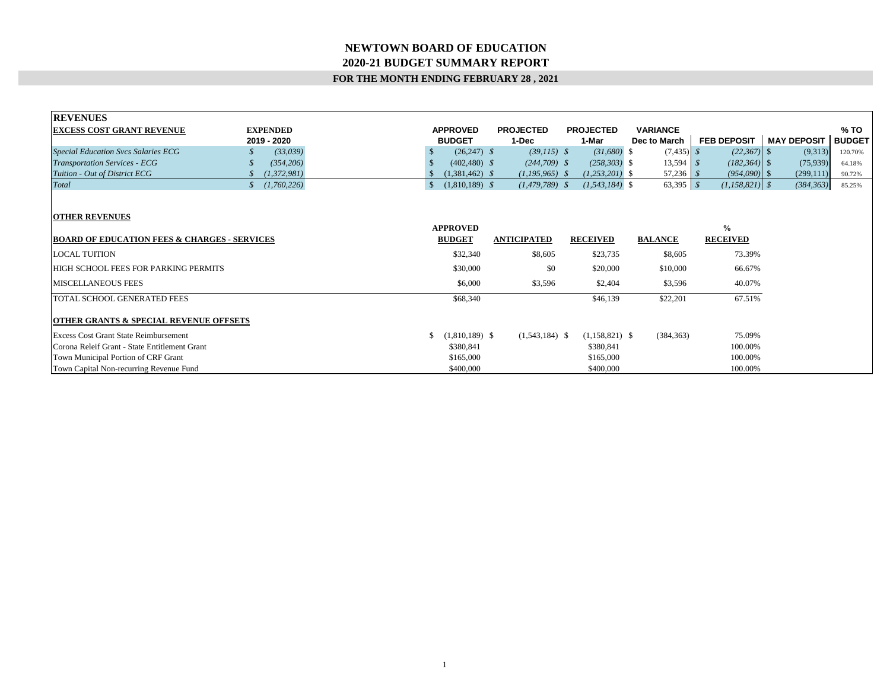# NEWTOWN BOARD OF EDUCATION
## 2020-21 BUDGET SUMMARY REPORT
### FOR THE MONTH ENDING FEBRUARY 28 , 2021

**REVENUES**

| EXCESS COST GRANT REVENUE | EXPENDED 2019 - 2020 | APPROVED BUDGET | PROJECTED 1-Dec | PROJECTED 1-Mar | VARIANCE Dec to March | FEB DEPOSIT | MAY DEPOSIT | % TO BUDGET |
|---|---|---|---|---|---|---|---|---|
| *Special Education Svcs Salaries ECG* | *$ (33,039)* | $ (26,247) | *$ (39,115)* | *$ (31,680)* | $ (7,435) | *$ (22,367)* | $ (9,313) | 120.70% |
| *Transportation Services - ECG* | *$ (354,206)* | $ (402,480) | *$ (244,709)* | *$ (258,303)* | $ 13,594 | *$ (182,364)* | $ (75,939) | 64.18% |
| *Tuition - Out of District ECG* | *$ (1,372,981)* | $ (1,381,462) | *$ (1,195,965)* | *$ (1,253,201)* | $ 57,236 | *$ (954,090)* | $ (299,111) | 90.72% |
| *Total* | *$ (1,760,226)* | $ (1,810,189) | *$ (1,479,789)* | *$ (1,543,184)* | $ 63,395 | *$ (1,158,821)* | *$ (384,363)* | 85.25% |

**OTHER REVENUES**

| BOARD OF EDUCATION FEES & CHARGES - SERVICES | APPROVED BUDGET | ANTICIPATED | RECEIVED | BALANCE | % RECEIVED |
|---|---|---|---|---|---|
| LOCAL TUITION | $32,340 | $8,605 | $23,735 | $8,605 | 73.39% |
| HIGH SCHOOL FEES FOR PARKING PERMITS | $30,000 | $0 | $20,000 | $10,000 | 66.67% |
| MISCELLANEOUS FEES | $6,000 | $3,596 | $2,404 | $3,596 | 40.07% |
| TOTAL SCHOOL GENERATED FEES | $68,340 | | $46,139 | $22,201 | 67.51% |
| **OTHER GRANTS & SPECIAL REVENUE OFFSETS** | | | | | |
| Excess Cost Grant State Reimbursement | $ (1,810,189) | $ (1,543,184) | $ (1,158,821) | $ (384,363) | 75.09% |
| Corona Releif Grant - State Entitlement Grant | $380,841 | | $380,841 | | 100.00% |
| Town Municipal Portion of CRF Grant | $165,000 | | $165,000 | | 100.00% |
| Town Capital Non-recurring Revenue Fund | $400,000 | | $400,000 | | 100.00% |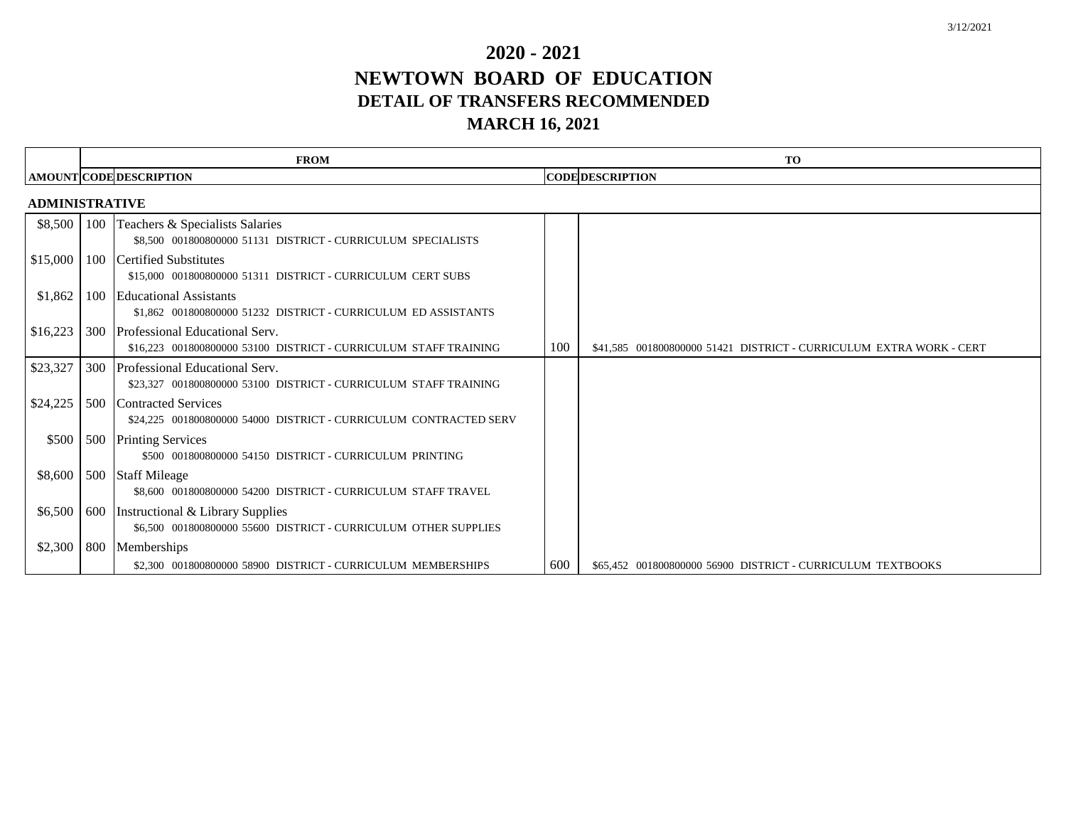# 2020 - 2021

# NEWTOWN BOARD OF EDUCATION

## DETAIL OF TRANSFERS RECOMMENDED

## MARCH 16, 2021

| | FROM | | TO | |
|---|---|---|---|---|
| AMOUNT | CODE | DESCRIPTION | CODE | DESCRIPTION |
| **ADMINISTRATIVE** | | | | |
| $8,500 | 100 | Teachers & Specialists Salaries<br>$8,500 001800800000 51131 DISTRICT - CURRICULUM SPECIALISTS | | |
| $15,000 | 100 | Certified Substitutes<br>$15,000 001800800000 51311 DISTRICT - CURRICULUM CERT SUBS | | |
| $1,862 | 100 | Educational Assistants<br>$1,862 001800800000 51232 DISTRICT - CURRICULUM ED ASSISTANTS | | |
| $16,223 | 300 | Professional Educational Serv.<br>$16,223 001800800000 53100 DISTRICT - CURRICULUM STAFF TRAINING | 100 | $41,585 001800800000 51421 DISTRICT - CURRICULUM EXTRA WORK - CERT |
| $23,327 | 300 | Professional Educational Serv.<br>$23,327 001800800000 53100 DISTRICT - CURRICULUM STAFF TRAINING | | |
| $24,225 | 500 | Contracted Services<br>$24,225 001800800000 54000 DISTRICT - CURRICULUM CONTRACTED SERV | | |
| $500 | 500 | Printing Services<br>$500 001800800000 54150 DISTRICT - CURRICULUM PRINTING | | |
| $8,600 | 500 | Staff Mileage<br>$8,600 001800800000 54200 DISTRICT - CURRICULUM STAFF TRAVEL | | |
| $6,500 | 600 | Instructional & Library Supplies<br>$6,500 001800800000 55600 DISTRICT - CURRICULUM OTHER SUPPLIES | | |
| $2,300 | 800 | Memberships<br>$2,300 001800800000 58900 DISTRICT - CURRICULUM MEMBERSHIPS | 600 | $65,452 001800800000 56900 DISTRICT - CURRICULUM TEXTBOOKS |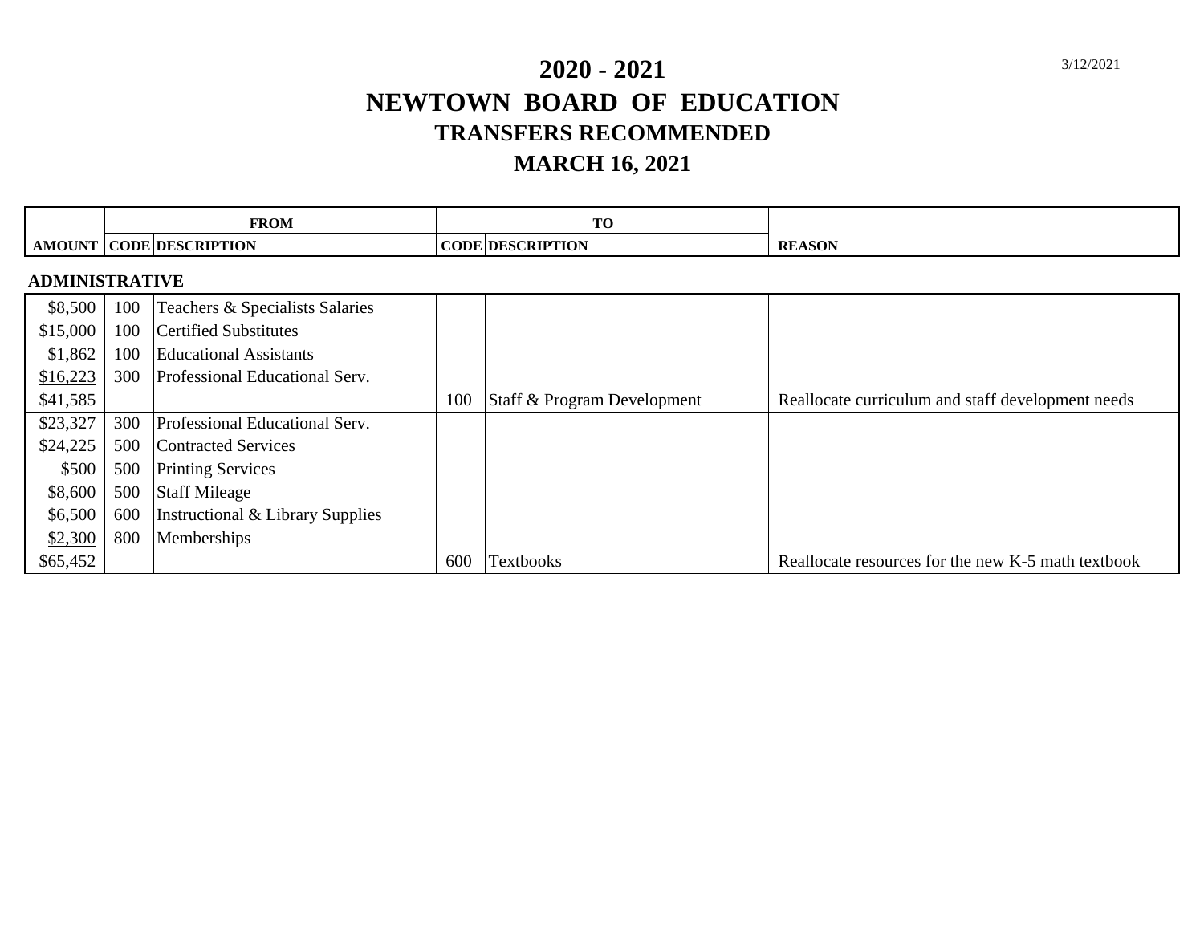3/12/2021

# 2020 - 2021
# NEWTOWN BOARD OF EDUCATION
## TRANSFERS RECOMMENDED
## MARCH 16, 2021

| | FROM | | TO | | |
|---|---|---|---|---|---|
| **AMOUNT** | **CODE** | **DESCRIPTION** | **CODE** | **DESCRIPTION** | **REASON** |
| **ADMINISTRATIVE** | | | | | |
| $8,500 | 100 | Teachers & Specialists Salaries | | | |
| $15,000 | 100 | Certified Substitutes | | | |
| $1,862 | 100 | Educational Assistants | | | |
| $16,223 | 300 | Professional Educational Serv. | | | |
| $41,585 | | | 100 | Staff & Program Development | Reallocate curriculum and staff development needs |
| $23,327 | 300 | Professional Educational Serv. | | | |
| $24,225 | 500 | Contracted Services | | | |
| $500 | 500 | Printing Services | | | |
| $8,600 | 500 | Staff Mileage | | | |
| $6,500 | 600 | Instructional & Library Supplies | | | |
| $2,300 | 800 | Memberships | | | |
| $65,452 | | | 600 | Textbooks | Reallocate resources for the new K-5 math textbook |